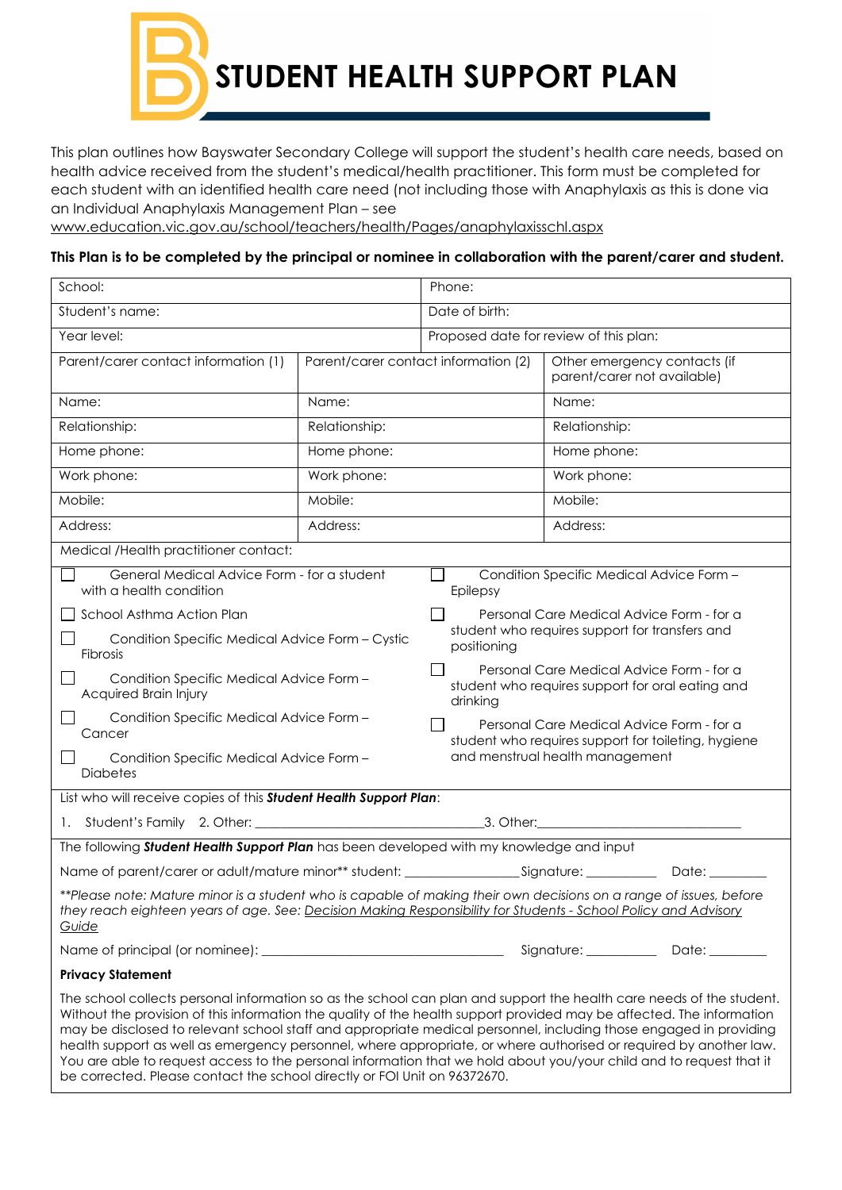# STUDENT HEALTH SUPPORT PLAN

This plan outlines how Bayswater Secondary College will support the student's health care needs, based on health advice received from the student's medical/health practitioner. This form must be completed for each student with an identified health care need (not including those with Anaphylaxis as this is done via an Individual Anaphylaxis Management Plan – see www.education.vic.gov.au/school/teachers/health/Pages/anaphylaxisschl.aspx

**This Plan is to be completed by the principal or nominee in collaboration with the parent/carer and student.**

| School: | | Phone: |
|---|---|---|
| Student's name: | | Date of birth: |
| Year level: | | Proposed date for review of this plan: |
| Parent/carer contact information (1) | Parent/carer contact information (2) | Other emergency contacts (if parent/carer not available) |
| Name: | Name: | Name: |
| Relationship: | Relationship: | Relationship: |
| Home phone: | Home phone: | Home phone: |
| Work phone: | Work phone: | Work phone: |
| Mobile: | Mobile: | Mobile: |
| Address: | Address: | Address: |
| Medical /Health practitioner contact: | | |

- ☐ General Medical Advice Form - for a student with a health condition
- ☐ School Asthma Action Plan
- ☐ Condition Specific Medical Advice Form – Cystic Fibrosis
- ☐ Condition Specific Medical Advice Form – Acquired Brain Injury
- ☐ Condition Specific Medical Advice Form – Cancer
- ☐ Condition Specific Medical Advice Form – Diabetes
- ☐ Condition Specific Medical Advice Form – Epilepsy
- ☐ Personal Care Medical Advice Form - for a student who requires support for transfers and positioning
- ☐ Personal Care Medical Advice Form - for a student who requires support for oral eating and drinking
- ☐ Personal Care Medical Advice Form - for a student who requires support for toileting, hygiene and menstrual health management

List who will receive copies of this ***Student Health Support Plan***:

1. Student's Family 2. Other: ______________________________ 3. Other: ______________________________

The following ***Student Health Support Plan*** has been developed with my knowledge and input

Name of parent/carer or adult/mature minor** student: ________________ Signature: __________ Date: ________

*\*\*Please note: Mature minor is a student who is capable of making their own decisions on a range of issues, before they reach eighteen years of age. See: Decision Making Responsibility for Students - School Policy and Advisory Guide*

Name of principal (or nominee): ______________________________ Signature: __________ Date: ________

**Privacy Statement**

The school collects personal information so as the school can plan and support the health care needs of the student. Without the provision of this information the quality of the health support provided may be affected. The information may be disclosed to relevant school staff and appropriate medical personnel, including those engaged in providing health support as well as emergency personnel, where appropriate, or where authorised or required by another law. You are able to request access to the personal information that we hold about you/your child and to request that it be corrected. Please contact the school directly or FOI Unit on 96372670.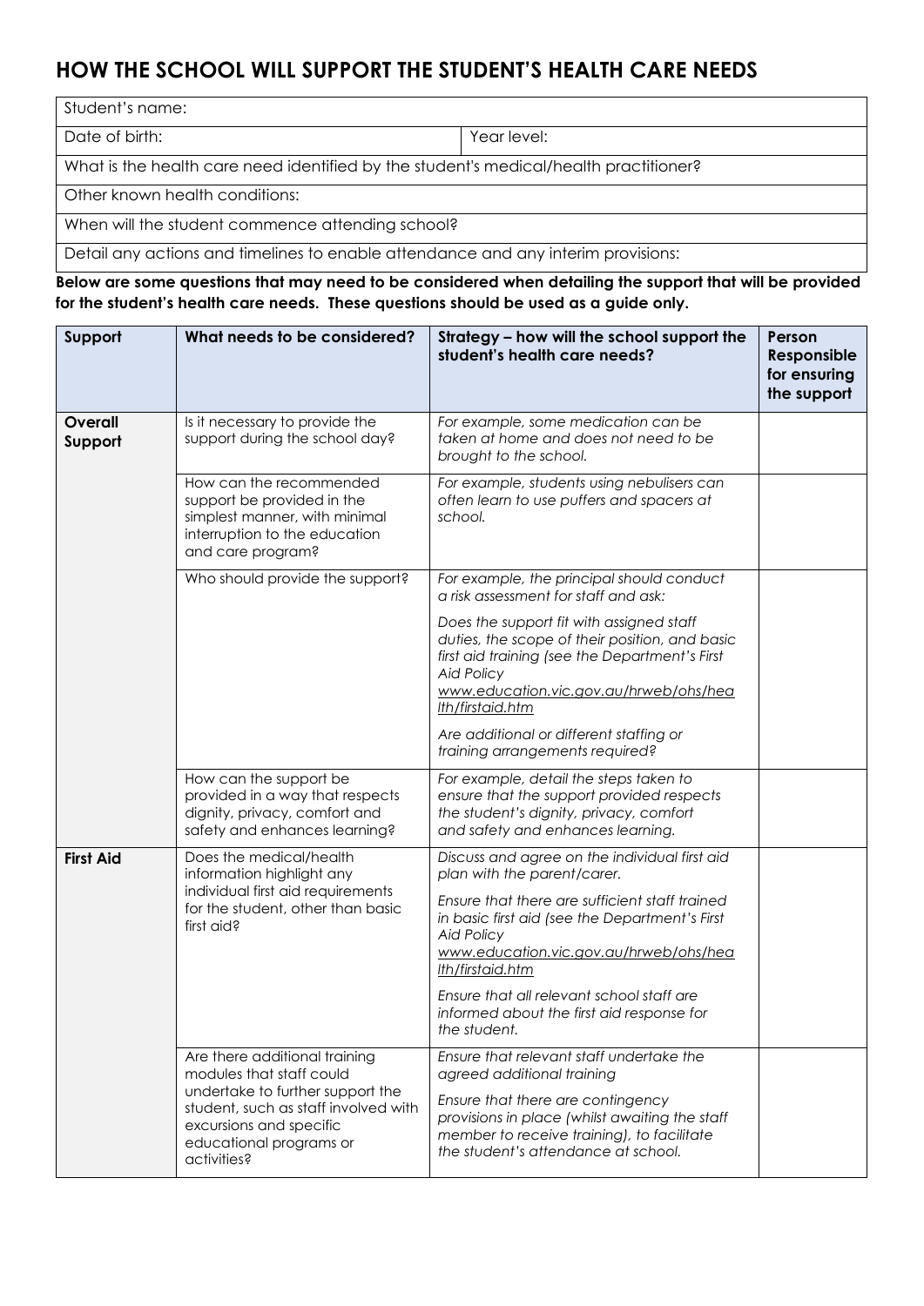## HOW THE SCHOOL WILL SUPPORT THE STUDENT'S HEALTH CARE NEEDS

| Student's name: | |
|---|---|
| Date of birth: | Year level: |
| What is the health care need identified by the student's medical/health practitioner? | |
| Other known health conditions: | |
| When will the student commence attending school? | |
| Detail any actions and timelines to enable attendance and any interim provisions: | |

**Below are some questions that may need to be considered when detailing the support that will be provided for the student's health care needs. These questions should be used as a guide only.**

| Support | What needs to be considered? | Strategy – how will the school support the student's health care needs? | Person Responsible for ensuring the support |
|---|---|---|---|
| **Overall Support** | Is it necessary to provide the support during the school day? | *For example, some medication can be taken at home and does not need to be brought to the school.* | |
| | How can the recommended support be provided in the simplest manner, with minimal interruption to the education and care program? | *For example, students using nebulisers can often learn to use puffers and spacers at school.* | |
| | Who should provide the support? | *For example, the principal should conduct a risk assessment for staff and ask:*<br><br>*Does the support fit with assigned staff duties, the scope of their position, and basic first aid training (see the Department's First Aid Policy www.education.vic.gov.au/hrweb/ohs/health/firstaid.htm*<br><br>*Are additional or different staffing or training arrangements required?* | |
| | How can the support be provided in a way that respects dignity, privacy, comfort and safety and enhances learning? | *For example, detail the steps taken to ensure that the support provided respects the student's dignity, privacy, comfort and safety and enhances learning.* | |
| **First Aid** | Does the medical/health information highlight any individual first aid requirements for the student, other than basic first aid? | *Discuss and agree on the individual first aid plan with the parent/carer.*<br><br>*Ensure that there are sufficient staff trained in basic first aid (see the Department's First Aid Policy www.education.vic.gov.au/hrweb/ohs/health/firstaid.htm*<br><br>*Ensure that all relevant school staff are informed about the first aid response for the student.* | |
| | Are there additional training modules that staff could undertake to further support the student, such as staff involved with excursions and specific educational programs or activities? | *Ensure that relevant staff undertake the agreed additional training*<br><br>*Ensure that there are contingency provisions in place (whilst awaiting the staff member to receive training), to facilitate the student's attendance at school.* | |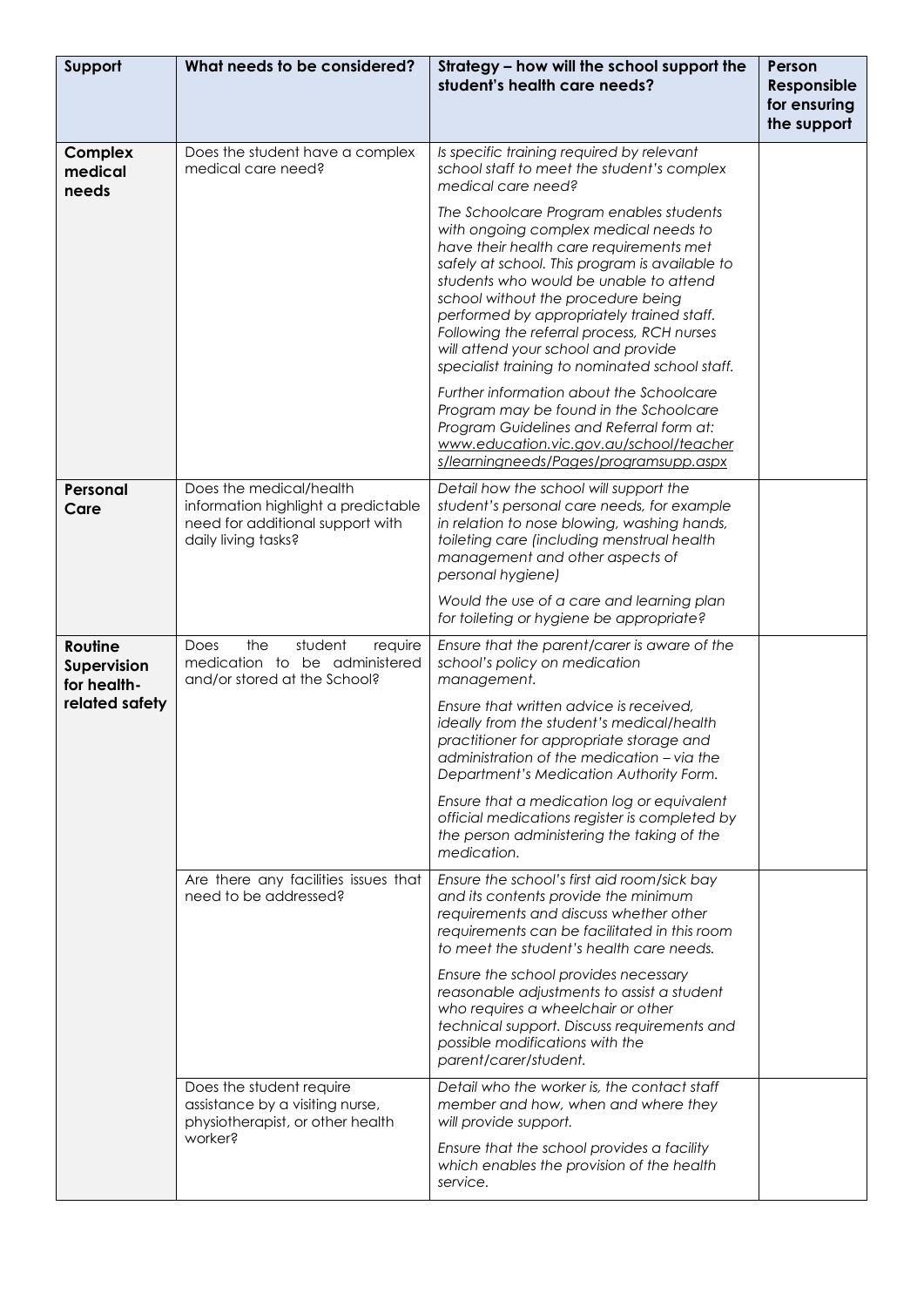| Support | What needs to be considered? | Strategy – how will the school support the student's health care needs? | Person Responsible for ensuring the support |
|---|---|---|---|
| **Complex medical needs** | Does the student have a complex medical care need? | *Is specific training required by relevant school staff to meet the student's complex medical care need?*<br><br>*The Schoolcare Program enables students with ongoing complex medical needs to have their health care requirements met safely at school. This program is available to students who would be unable to attend school without the procedure being performed by appropriately trained staff. Following the referral process, RCH nurses will attend your school and provide specialist training to nominated school staff.*<br><br>*Further information about the Schoolcare Program may be found in the Schoolcare Program Guidelines and Referral form at: www.education.vic.gov.au/school/teachers/learningneeds/Pages/programsupp.aspx* | |
| **Personal Care** | Does the medical/health information highlight a predictable need for additional support with daily living tasks? | *Detail how the school will support the student's personal care needs, for example in relation to nose blowing, washing hands, toileting care (including menstrual health management and other aspects of personal hygiene)*<br><br>*Would the use of a care and learning plan for toileting or hygiene be appropriate?* | |
| **Routine Supervision for health-related safety** | Does the student require medication to be administered and/or stored at the School? | *Ensure that the parent/carer is aware of the school's policy on medication management.*<br><br>*Ensure that written advice is received, ideally from the student's medical/health practitioner for appropriate storage and administration of the medication – via the Department's Medication Authority Form.*<br><br>*Ensure that a medication log or equivalent official medications register is completed by the person administering the taking of the medication.* | |
| | Are there any facilities issues that need to be addressed? | *Ensure the school's first aid room/sick bay and its contents provide the minimum requirements and discuss whether other requirements can be facilitated in this room to meet the student's health care needs.*<br><br>*Ensure the school provides necessary reasonable adjustments to assist a student who requires a wheelchair or other technical support. Discuss requirements and possible modifications with the parent/carer/student.* | |
| | Does the student require assistance by a visiting nurse, physiotherapist, or other health worker? | *Detail who the worker is, the contact staff member and how, when and where they will provide support.*<br><br>*Ensure that the school provides a facility which enables the provision of the health service.* | |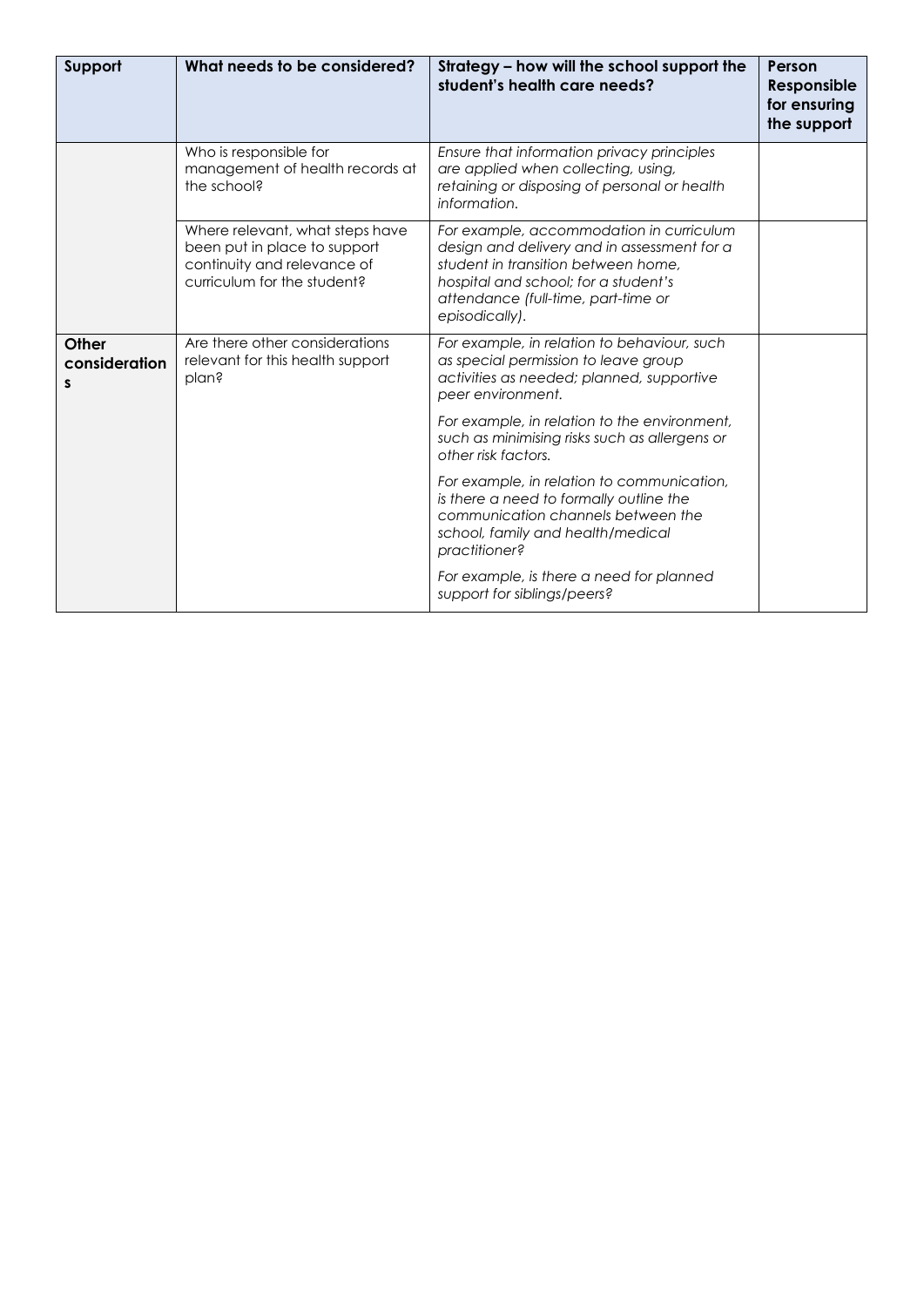| Support | What needs to be considered? | Strategy – how will the school support the student's health care needs? | Person Responsible for ensuring the support |
|---|---|---|---|
| | Who is responsible for management of health records at the school? | *Ensure that information privacy principles are applied when collecting, using, retaining or disposing of personal or health information.* | |
| | Where relevant, what steps have been put in place to support continuity and relevance of curriculum for the student? | *For example, accommodation in curriculum design and delivery and in assessment for a student in transition between home, hospital and school; for a student's attendance (full-time, part-time or episodically).* | |
| **Other considerations** | Are there other considerations relevant for this health support plan? | *For example, in relation to behaviour, such as special permission to leave group activities as needed; planned, supportive peer environment.*<br><br>*For example, in relation to the environment, such as minimising risks such as allergens or other risk factors.*<br><br>*For example, in relation to communication, is there a need to formally outline the communication channels between the school, family and health/medical practitioner?*<br><br>*For example, is there a need for planned support for siblings/peers?* | |